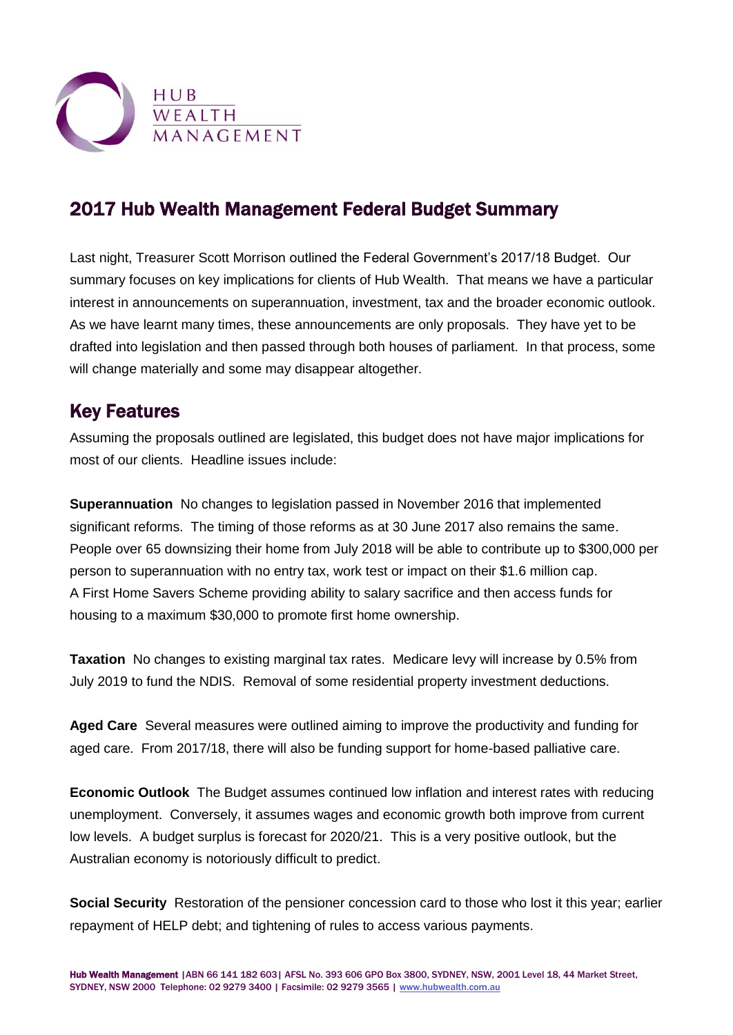HUB
WEALTH
MANAGEMENT

# 2017 Hub Wealth Management Federal Budget Summary

Last night, Treasurer Scott Morrison outlined the Federal Government's 2017/18 Budget. Our summary focuses on key implications for clients of Hub Wealth. That means we have a particular interest in announcements on superannuation, investment, tax and the broader economic outlook. As we have learnt many times, these announcements are only proposals. They have yet to be drafted into legislation and then passed through both houses of parliament. In that process, some will change materially and some may disappear altogether.

## Key Features

Assuming the proposals outlined are legislated, this budget does not have major implications for most of our clients. Headline issues include:

**Superannuation** No changes to legislation passed in November 2016 that implemented significant reforms. The timing of those reforms as at 30 June 2017 also remains the same. People over 65 downsizing their home from July 2018 will be able to contribute up to $300,000 per person to superannuation with no entry tax, work test or impact on their $1.6 million cap. A First Home Savers Scheme providing ability to salary sacrifice and then access funds for housing to a maximum $30,000 to promote first home ownership.

**Taxation** No changes to existing marginal tax rates. Medicare levy will increase by 0.5% from July 2019 to fund the NDIS. Removal of some residential property investment deductions.

**Aged Care** Several measures were outlined aiming to improve the productivity and funding for aged care. From 2017/18, there will also be funding support for home-based palliative care.

**Economic Outlook** The Budget assumes continued low inflation and interest rates with reducing unemployment. Conversely, it assumes wages and economic growth both improve from current low levels. A budget surplus is forecast for 2020/21. This is a very positive outlook, but the Australian economy is notoriously difficult to predict.

**Social Security** Restoration of the pensioner concession card to those who lost it this year; earlier repayment of HELP debt; and tightening of rules to access various payments.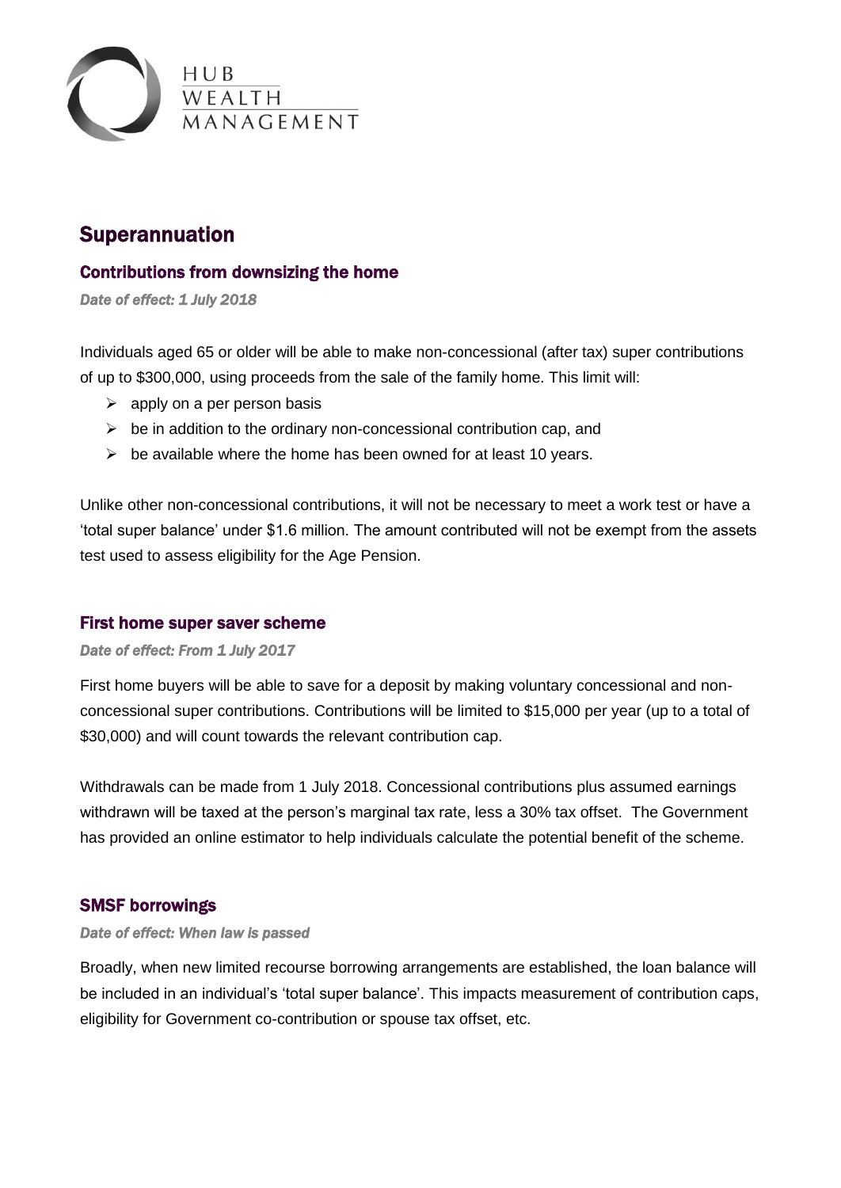# Superannuation

## Contributions from downsizing the home

***Date of effect: 1 July 2018***

Individuals aged 65 or older will be able to make non-concessional (after tax) super contributions of up to $300,000, using proceeds from the sale of the family home. This limit will:

- apply on a per person basis
- be in addition to the ordinary non-concessional contribution cap, and
- be available where the home has been owned for at least 10 years.

Unlike other non-concessional contributions, it will not be necessary to meet a work test or have a 'total super balance' under $1.6 million. The amount contributed will not be exempt from the assets test used to assess eligibility for the Age Pension.

## First home super saver scheme

***Date of effect: From 1 July 2017***

First home buyers will be able to save for a deposit by making voluntary concessional and non-concessional super contributions. Contributions will be limited to $15,000 per year (up to a total of $30,000) and will count towards the relevant contribution cap.

Withdrawals can be made from 1 July 2018. Concessional contributions plus assumed earnings withdrawn will be taxed at the person's marginal tax rate, less a 30% tax offset. The Government has provided an online estimator to help individuals calculate the potential benefit of the scheme.

## SMSF borrowings

***Date of effect: When law is passed***

Broadly, when new limited recourse borrowing arrangements are established, the loan balance will be included in an individual's 'total super balance'. This impacts measurement of contribution caps, eligibility for Government co-contribution or spouse tax offset, etc.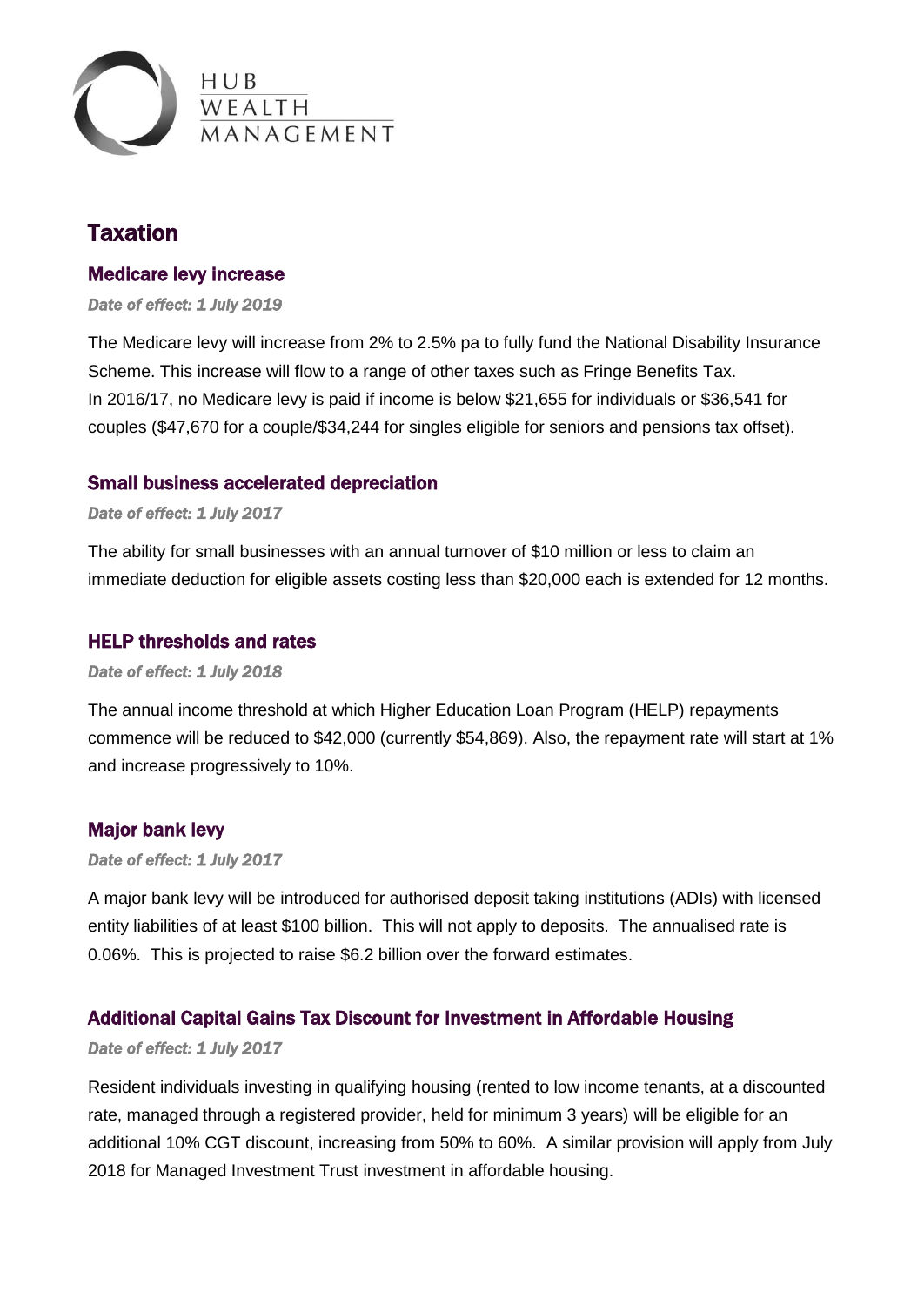# Taxation

## Medicare levy increase

***Date of effect: 1 July 2019***

The Medicare levy will increase from 2% to 2.5% pa to fully fund the National Disability Insurance Scheme. This increase will flow to a range of other taxes such as Fringe Benefits Tax.
In 2016/17, no Medicare levy is paid if income is below $21,655 for individuals or $36,541 for couples ($47,670 for a couple/$34,244 for singles eligible for seniors and pensions tax offset).

## Small business accelerated depreciation

***Date of effect: 1 July 2017***

The ability for small businesses with an annual turnover of $10 million or less to claim an immediate deduction for eligible assets costing less than $20,000 each is extended for 12 months.

## HELP thresholds and rates

***Date of effect: 1 July 2018***

The annual income threshold at which Higher Education Loan Program (HELP) repayments commence will be reduced to $42,000 (currently $54,869). Also, the repayment rate will start at 1% and increase progressively to 10%.

## Major bank levy

***Date of effect: 1 July 2017***

A major bank levy will be introduced for authorised deposit taking institutions (ADIs) with licensed entity liabilities of at least $100 billion. This will not apply to deposits. The annualised rate is 0.06%. This is projected to raise $6.2 billion over the forward estimates.

## Additional Capital Gains Tax Discount for Investment in Affordable Housing

***Date of effect: 1 July 2017***

Resident individuals investing in qualifying housing (rented to low income tenants, at a discounted rate, managed through a registered provider, held for minimum 3 years) will be eligible for an additional 10% CGT discount, increasing from 50% to 60%. A similar provision will apply from July 2018 for Managed Investment Trust investment in affordable housing.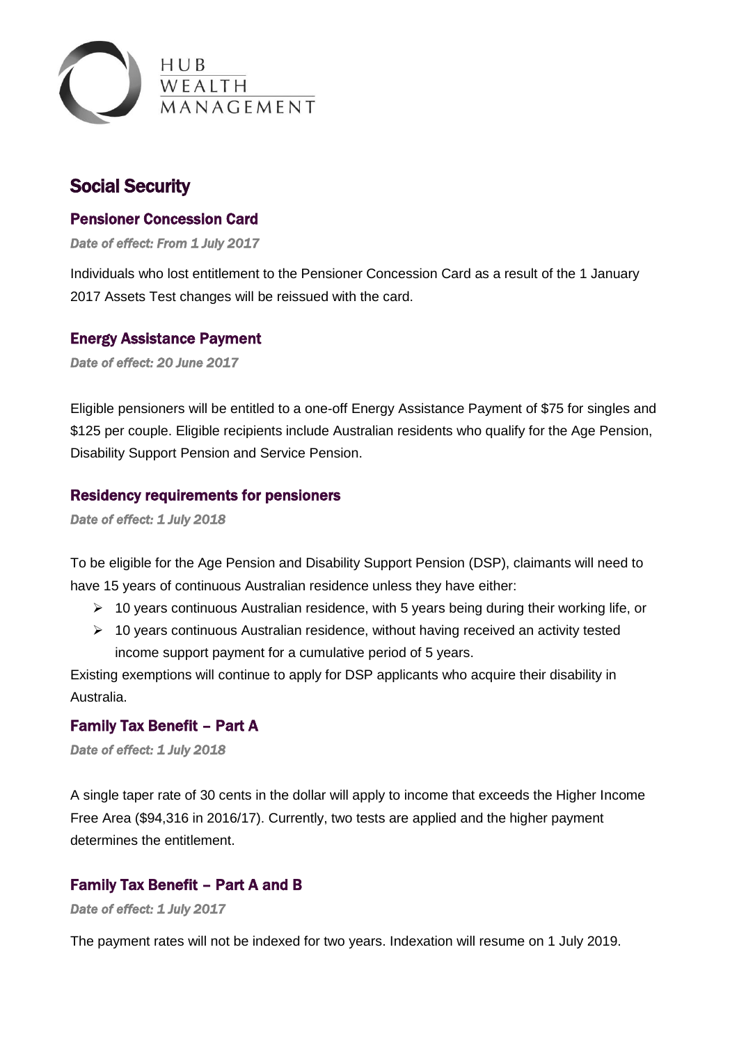HUB WEALTH MANAGEMENT

# Social Security

## Pensioner Concession Card

*Date of effect: From 1 July 2017*

Individuals who lost entitlement to the Pensioner Concession Card as a result of the 1 January 2017 Assets Test changes will be reissued with the card.

## Energy Assistance Payment

*Date of effect: 20 June 2017*

Eligible pensioners will be entitled to a one-off Energy Assistance Payment of $75 for singles and $125 per couple. Eligible recipients include Australian residents who qualify for the Age Pension, Disability Support Pension and Service Pension.

## Residency requirements for pensioners

*Date of effect: 1 July 2018*

To be eligible for the Age Pension and Disability Support Pension (DSP), claimants will need to have 15 years of continuous Australian residence unless they have either:

- 10 years continuous Australian residence, with 5 years being during their working life, or
- 10 years continuous Australian residence, without having received an activity tested income support payment for a cumulative period of 5 years.

Existing exemptions will continue to apply for DSP applicants who acquire their disability in Australia.

## Family Tax Benefit – Part A

*Date of effect: 1 July 2018*

A single taper rate of 30 cents in the dollar will apply to income that exceeds the Higher Income Free Area ($94,316 in 2016/17). Currently, two tests are applied and the higher payment determines the entitlement.

## Family Tax Benefit – Part A and B

*Date of effect: 1 July 2017*

The payment rates will not be indexed for two years. Indexation will resume on 1 July 2019.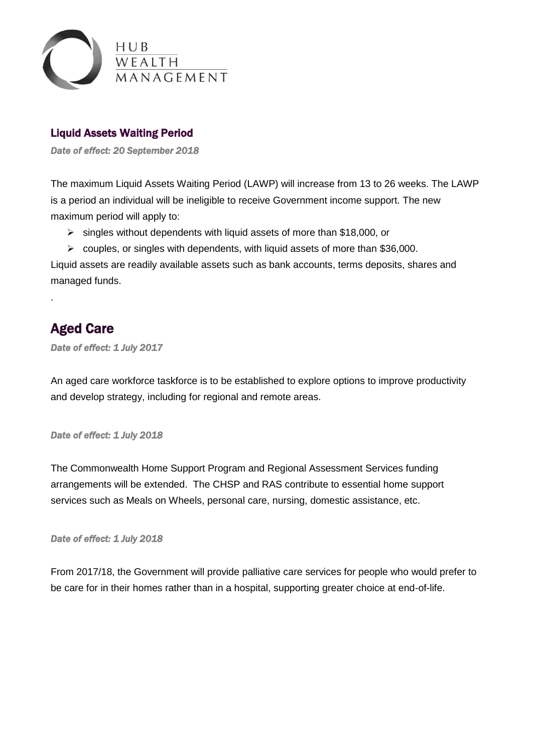### Liquid Assets Waiting Period

***Date of effect: 20 September 2018***

The maximum Liquid Assets Waiting Period (LAWP) will increase from 13 to 26 weeks. The LAWP is a period an individual will be ineligible to receive Government income support. The new maximum period will apply to:

- singles without dependents with liquid assets of more than $18,000, or
- couples, or singles with dependents, with liquid assets of more than $36,000.

Liquid assets are readily available assets such as bank accounts, terms deposits, shares and managed funds.

.

## Aged Care

***Date of effect: 1 July 2017***

An aged care workforce taskforce is to be established to explore options to improve productivity and develop strategy, including for regional and remote areas.

***Date of effect: 1 July 2018***

The Commonwealth Home Support Program and Regional Assessment Services funding arrangements will be extended. The CHSP and RAS contribute to essential home support services such as Meals on Wheels, personal care, nursing, domestic assistance, etc.

***Date of effect: 1 July 2018***

From 2017/18, the Government will provide palliative care services for people who would prefer to be care for in their homes rather than in a hospital, supporting greater choice at end-of-life.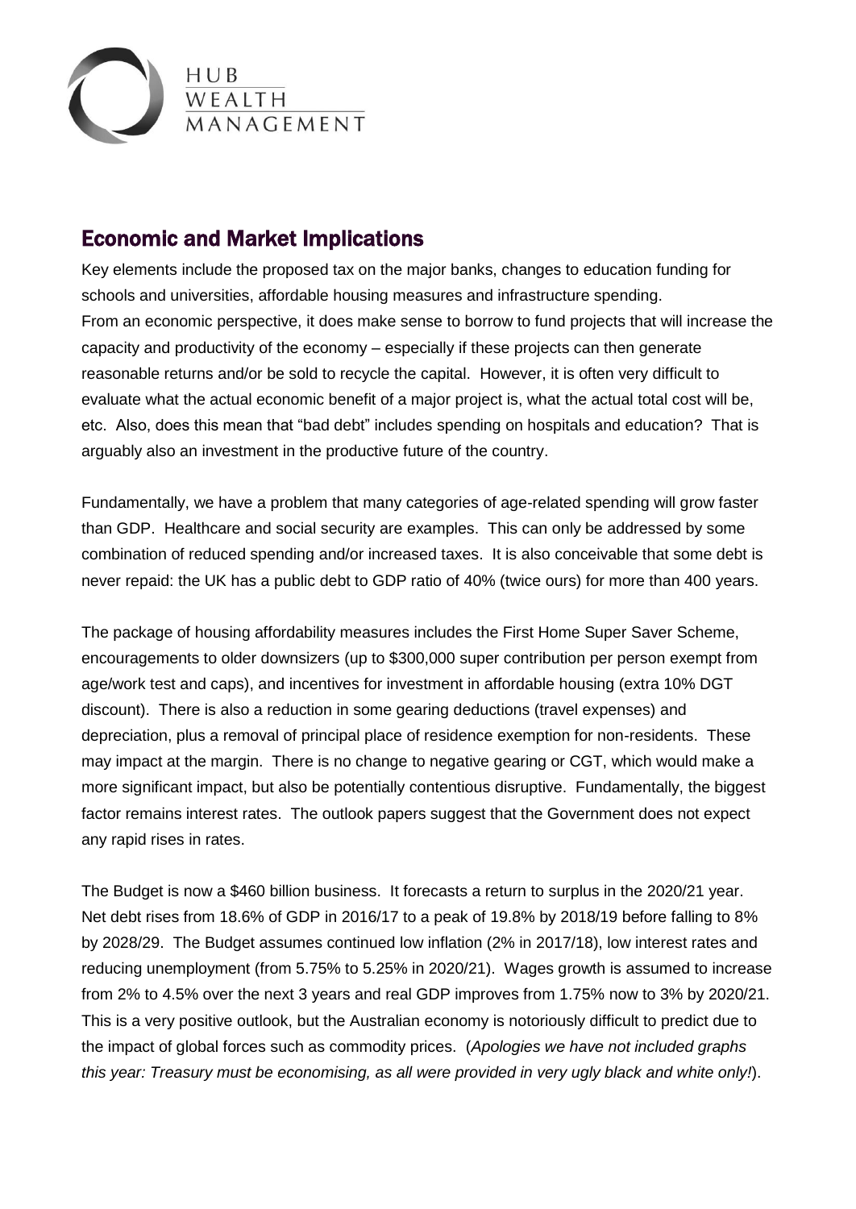## Economic and Market Implications

Key elements include the proposed tax on the major banks, changes to education funding for schools and universities, affordable housing measures and infrastructure spending.
From an economic perspective, it does make sense to borrow to fund projects that will increase the capacity and productivity of the economy – especially if these projects can then generate reasonable returns and/or be sold to recycle the capital. However, it is often very difficult to evaluate what the actual economic benefit of a major project is, what the actual total cost will be, etc. Also, does this mean that "bad debt" includes spending on hospitals and education? That is arguably also an investment in the productive future of the country.

Fundamentally, we have a problem that many categories of age-related spending will grow faster than GDP. Healthcare and social security are examples. This can only be addressed by some combination of reduced spending and/or increased taxes. It is also conceivable that some debt is never repaid: the UK has a public debt to GDP ratio of 40% (twice ours) for more than 400 years.

The package of housing affordability measures includes the First Home Super Saver Scheme, encouragements to older downsizers (up to $300,000 super contribution per person exempt from age/work test and caps), and incentives for investment in affordable housing (extra 10% DGT discount). There is also a reduction in some gearing deductions (travel expenses) and depreciation, plus a removal of principal place of residence exemption for non-residents. These may impact at the margin. There is no change to negative gearing or CGT, which would make a more significant impact, but also be potentially contentious disruptive. Fundamentally, the biggest factor remains interest rates. The outlook papers suggest that the Government does not expect any rapid rises in rates.

The Budget is now a $460 billion business. It forecasts a return to surplus in the 2020/21 year. Net debt rises from 18.6% of GDP in 2016/17 to a peak of 19.8% by 2018/19 before falling to 8% by 2028/29. The Budget assumes continued low inflation (2% in 2017/18), low interest rates and reducing unemployment (from 5.75% to 5.25% in 2020/21). Wages growth is assumed to increase from 2% to 4.5% over the next 3 years and real GDP improves from 1.75% now to 3% by 2020/21. This is a very positive outlook, but the Australian economy is notoriously difficult to predict due to the impact of global forces such as commodity prices. (*Apologies we have not included graphs this year: Treasury must be economising, as all were provided in very ugly black and white only!*).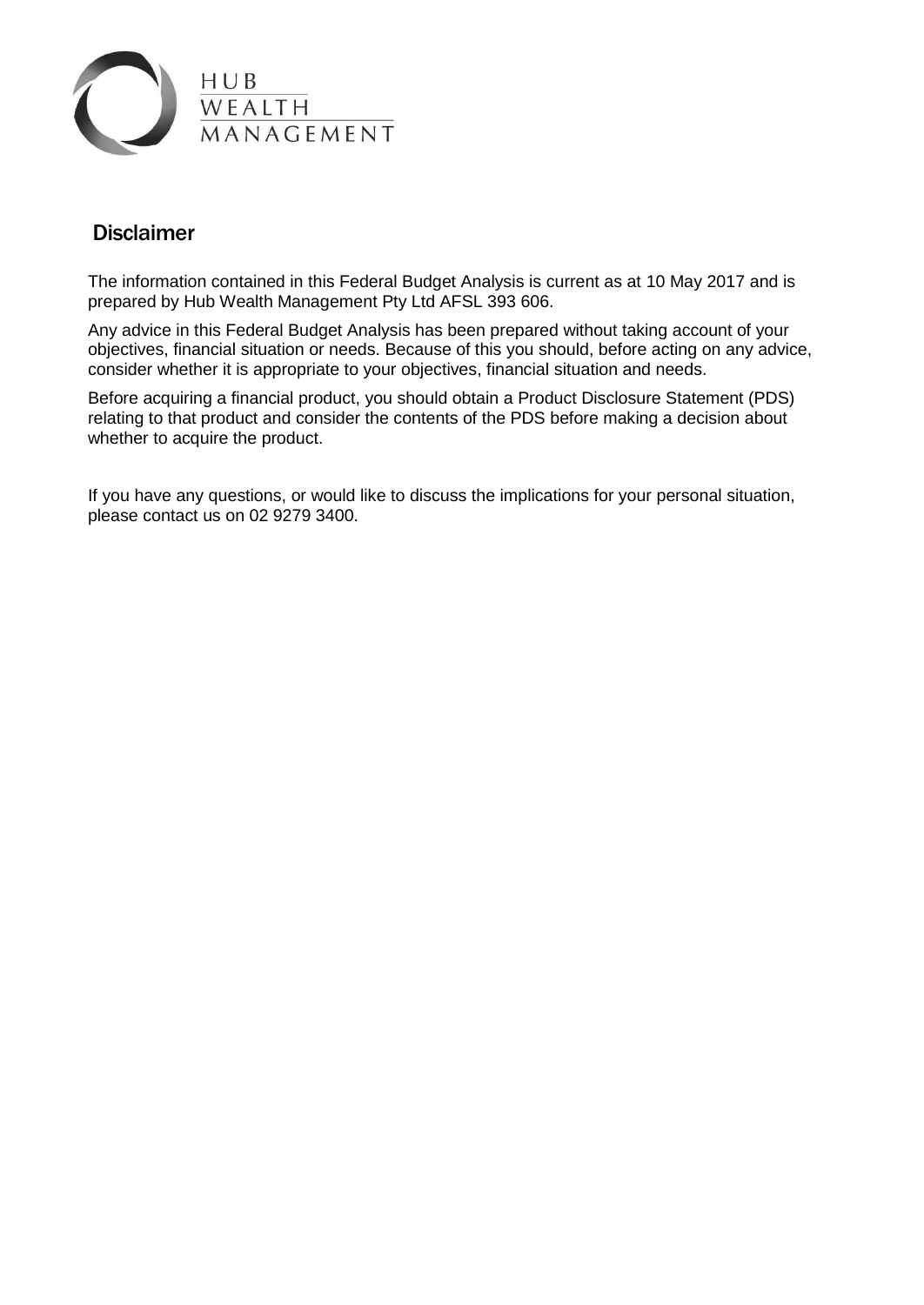HUB WEALTH MANAGEMENT

## Disclaimer

The information contained in this Federal Budget Analysis is current as at 10 May 2017 and is prepared by Hub Wealth Management Pty Ltd AFSL 393 606.

Any advice in this Federal Budget Analysis has been prepared without taking account of your objectives, financial situation or needs. Because of this you should, before acting on any advice, consider whether it is appropriate to your objectives, financial situation and needs.

Before acquiring a financial product, you should obtain a Product Disclosure Statement (PDS) relating to that product and consider the contents of the PDS before making a decision about whether to acquire the product.

If you have any questions, or would like to discuss the implications for your personal situation, please contact us on 02 9279 3400.